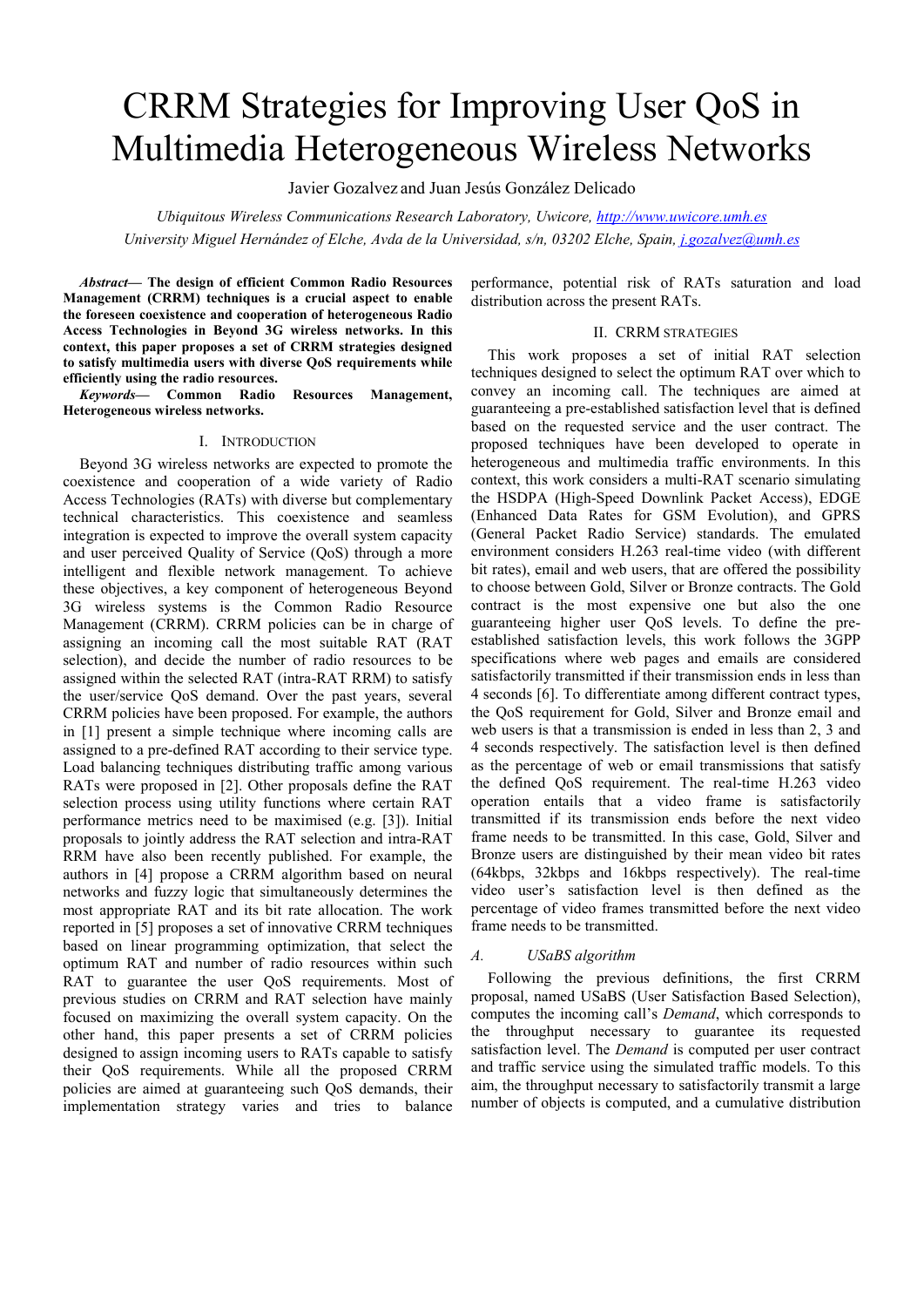# CRRM Strategies for Improving User QoS in Multimedia Heterogeneous Wireless Networks

Javier Gozalvez and Juan Jesús González Delicado

*Ubiquitous Wireless Communications Research Laboratory, Uwicore, http://www.uwicore.umh.es*
*University Miguel Hernández of Elche, Avda de la Universidad, s/n, 03202 Elche, Spain, j.gozalvez@umh.es*

***Abstract*— The design of efficient Common Radio Resources Management (CRRM) techniques is a crucial aspect to enable the foreseen coexistence and cooperation of heterogeneous Radio Access Technologies in Beyond 3G wireless networks. In this context, this paper proposes a set of CRRM strategies designed to satisfy multimedia users with diverse QoS requirements while efficiently using the radio resources.**

***Keywords*— Common Radio Resources Management, Heterogeneous wireless networks.**

## I. Introduction

Beyond 3G wireless networks are expected to promote the coexistence and cooperation of a wide variety of Radio Access Technologies (RATs) with diverse but complementary technical characteristics. This coexistence and seamless integration is expected to improve the overall system capacity and user perceived Quality of Service (QoS) through a more intelligent and flexible network management. To achieve these objectives, a key component of heterogeneous Beyond 3G wireless systems is the Common Radio Resource Management (CRRM). CRRM policies can be in charge of assigning an incoming call the most suitable RAT (RAT selection), and decide the number of radio resources to be assigned within the selected RAT (intra-RAT RRM) to satisfy the user/service QoS demand. Over the past years, several CRRM policies have been proposed. For example, the authors in [1] present a simple technique where incoming calls are assigned to a pre-defined RAT according to their service type. Load balancing techniques distributing traffic among various RATs were proposed in [2]. Other proposals define the RAT selection process using utility functions where certain RAT performance metrics need to be maximised (e.g. [3]). Initial proposals to jointly address the RAT selection and intra-RAT RRM have also been recently published. For example, the authors in [4] propose a CRRM algorithm based on neural networks and fuzzy logic that simultaneously determines the most appropriate RAT and its bit rate allocation. The work reported in [5] proposes a set of innovative CRRM techniques based on linear programming optimization, that select the optimum RAT and number of radio resources within such RAT to guarantee the user QoS requirements. Most of previous studies on CRRM and RAT selection have mainly focused on maximizing the overall system capacity. On the other hand, this paper presents a set of CRRM policies designed to assign incoming users to RATs capable to satisfy their QoS requirements. While all the proposed CRRM policies are aimed at guaranteeing such QoS demands, their implementation strategy varies and tries to balance performance, potential risk of RATs saturation and load distribution across the present RATs.

## II. CRRM Strategies

This work proposes a set of initial RAT selection techniques designed to select the optimum RAT over which to convey an incoming call. The techniques are aimed at guaranteeing a pre-established satisfaction level that is defined based on the requested service and the user contract. The proposed techniques have been developed to operate in heterogeneous and multimedia traffic environments. In this context, this work considers a multi-RAT scenario simulating the HSDPA (High-Speed Downlink Packet Access), EDGE (Enhanced Data Rates for GSM Evolution), and GPRS (General Packet Radio Service) standards. The emulated environment considers H.263 real-time video (with different bit rates), email and web users, that are offered the possibility to choose between Gold, Silver or Bronze contracts. The Gold contract is the most expensive one but also the one guaranteeing higher user QoS levels. To define the pre-established satisfaction levels, this work follows the 3GPP specifications where web pages and emails are considered satisfactorily transmitted if their transmission ends in less than 4 seconds [6]. To differentiate among different contract types, the QoS requirement for Gold, Silver and Bronze email and web users is that a transmission is ended in less than 2, 3 and 4 seconds respectively. The satisfaction level is then defined as the percentage of web or email transmissions that satisfy the defined QoS requirement. The real-time H.263 video operation entails that a video frame is satisfactorily transmitted if its transmission ends before the next video frame needs to be transmitted. In this case, Gold, Silver and Bronze users are distinguished by their mean video bit rates (64kbps, 32kbps and 16kbps respectively). The real-time video user's satisfaction level is then defined as the percentage of video frames transmitted before the next video frame needs to be transmitted.

### *A. USaBS algorithm*

Following the previous definitions, the first CRRM proposal, named USaBS (User Satisfaction Based Selection), computes the incoming call's *Demand*, which corresponds to the throughput necessary to guarantee its requested satisfaction level. The *Demand* is computed per user contract and traffic service using the simulated traffic models. To this aim, the throughput necessary to satisfactorily transmit a large number of objects is computed, and a cumulative distribution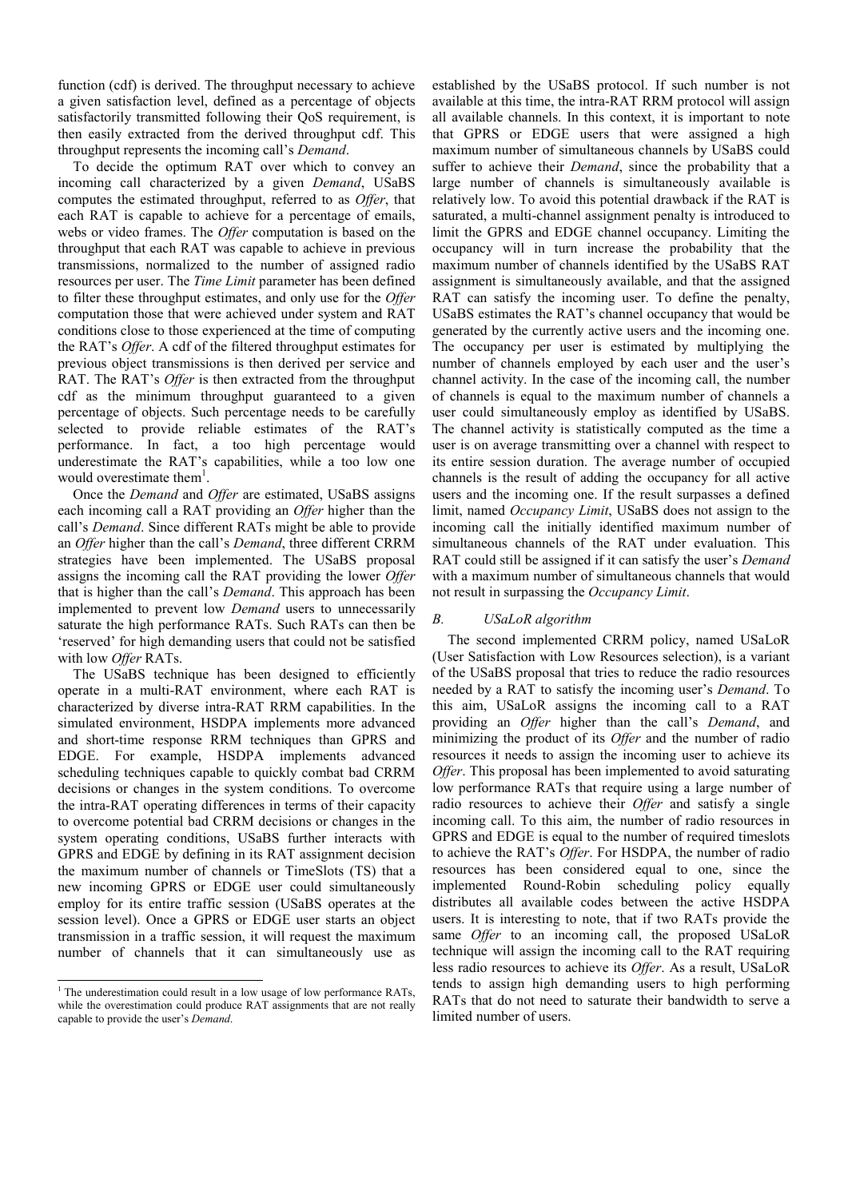function (cdf) is derived. The throughput necessary to achieve a given satisfaction level, defined as a percentage of objects satisfactorily transmitted following their QoS requirement, is then easily extracted from the derived throughput cdf. This throughput represents the incoming call's *Demand*.

To decide the optimum RAT over which to convey an incoming call characterized by a given *Demand*, USaBS computes the estimated throughput, referred to as *Offer*, that each RAT is capable to achieve for a percentage of emails, webs or video frames. The *Offer* computation is based on the throughput that each RAT was capable to achieve in previous transmissions, normalized to the number of assigned radio resources per user. The *Time Limit* parameter has been defined to filter these throughput estimates, and only use for the *Offer* computation those that were achieved under system and RAT conditions close to those experienced at the time of computing the RAT's *Offer*. A cdf of the filtered throughput estimates for previous object transmissions is then derived per service and RAT. The RAT's *Offer* is then extracted from the throughput cdf as the minimum throughput guaranteed to a given percentage of objects. Such percentage needs to be carefully selected to provide reliable estimates of the RAT's performance. In fact, a too high percentage would underestimate the RAT's capabilities, while a too low one would overestimate them[1].

Once the *Demand* and *Offer* are estimated, USaBS assigns each incoming call a RAT providing an *Offer* higher than the call's *Demand*. Since different RATs might be able to provide an *Offer* higher than the call's *Demand*, three different CRRM strategies have been implemented. The USaBS proposal assigns the incoming call the RAT providing the lower *Offer* that is higher than the call's *Demand*. This approach has been implemented to prevent low *Demand* users to unnecessarily saturate the high performance RATs. Such RATs can then be 'reserved' for high demanding users that could not be satisfied with low *Offer* RATs.

The USaBS technique has been designed to efficiently operate in a multi-RAT environment, where each RAT is characterized by diverse intra-RAT RRM capabilities. In the simulated environment, HSDPA implements more advanced and short-time response RRM techniques than GPRS and EDGE. For example, HSDPA implements advanced scheduling techniques capable to quickly combat bad CRRM decisions or changes in the system conditions. To overcome the intra-RAT operating differences in terms of their capacity to overcome potential bad CRRM decisions or changes in the system operating conditions, USaBS further interacts with GPRS and EDGE by defining in its RAT assignment decision the maximum number of channels or TimeSlots (TS) that a new incoming GPRS or EDGE user could simultaneously employ for its entire traffic session (USaBS operates at the session level). Once a GPRS or EDGE user starts an object transmission in a traffic session, it will request the maximum number of channels that it can simultaneously use as established by the USaBS protocol. If such number is not available at this time, the intra-RAT RRM protocol will assign all available channels. In this context, it is important to note that GPRS or EDGE users that were assigned a high maximum number of simultaneous channels by USaBS could suffer to achieve their *Demand*, since the probability that a large number of channels is simultaneously available is relatively low. To avoid this potential drawback if the RAT is saturated, a multi-channel assignment penalty is introduced to limit the GPRS and EDGE channel occupancy. Limiting the occupancy will in turn increase the probability that the maximum number of channels identified by the USaBS RAT assignment is simultaneously available, and that the assigned RAT can satisfy the incoming user. To define the penalty, USaBS estimates the RAT's channel occupancy that would be generated by the currently active users and the incoming one. The occupancy per user is estimated by multiplying the number of channels employed by each user and the user's channel activity. In the case of the incoming call, the number of channels is equal to the maximum number of channels a user could simultaneously employ as identified by USaBS. The channel activity is statistically computed as the time a user is on average transmitting over a channel with respect to its entire session duration. The average number of occupied channels is the result of adding the occupancy for all active users and the incoming one. If the result surpasses a defined limit, named *Occupancy Limit*, USaBS does not assign to the incoming call the initially identified maximum number of simultaneous channels of the RAT under evaluation. This RAT could still be assigned if it can satisfy the user's *Demand* with a maximum number of simultaneous channels that would not result in surpassing the *Occupancy Limit*.

### *B. USaLoR algorithm*

The second implemented CRRM policy, named USaLoR (User Satisfaction with Low Resources selection), is a variant of the USaBS proposal that tries to reduce the radio resources needed by a RAT to satisfy the incoming user's *Demand*. To this aim, USaLoR assigns the incoming call to a RAT providing an *Offer* higher than the call's *Demand*, and minimizing the product of its *Offer* and the number of radio resources it needs to assign the incoming user to achieve its *Offer*. This proposal has been implemented to avoid saturating low performance RATs that require using a large number of radio resources to achieve their *Offer* and satisfy a single incoming call. To this aim, the number of radio resources in GPRS and EDGE is equal to the number of required timeslots to achieve the RAT's *Offer*. For HSDPA, the number of radio resources has been considered equal to one, since the implemented Round-Robin scheduling policy equally distributes all available codes between the active HSDPA users. It is interesting to note, that if two RATs provide the same *Offer* to an incoming call, the proposed USaLoR technique will assign the incoming call to the RAT requiring less radio resources to achieve its *Offer*. As a result, USaLoR tends to assign high demanding users to high performing RATs that do not need to saturate their bandwidth to serve a limited number of users.

[1] The underestimation could result in a low usage of low performance RATs, while the overestimation could produce RAT assignments that are not really capable to provide the user's *Demand*.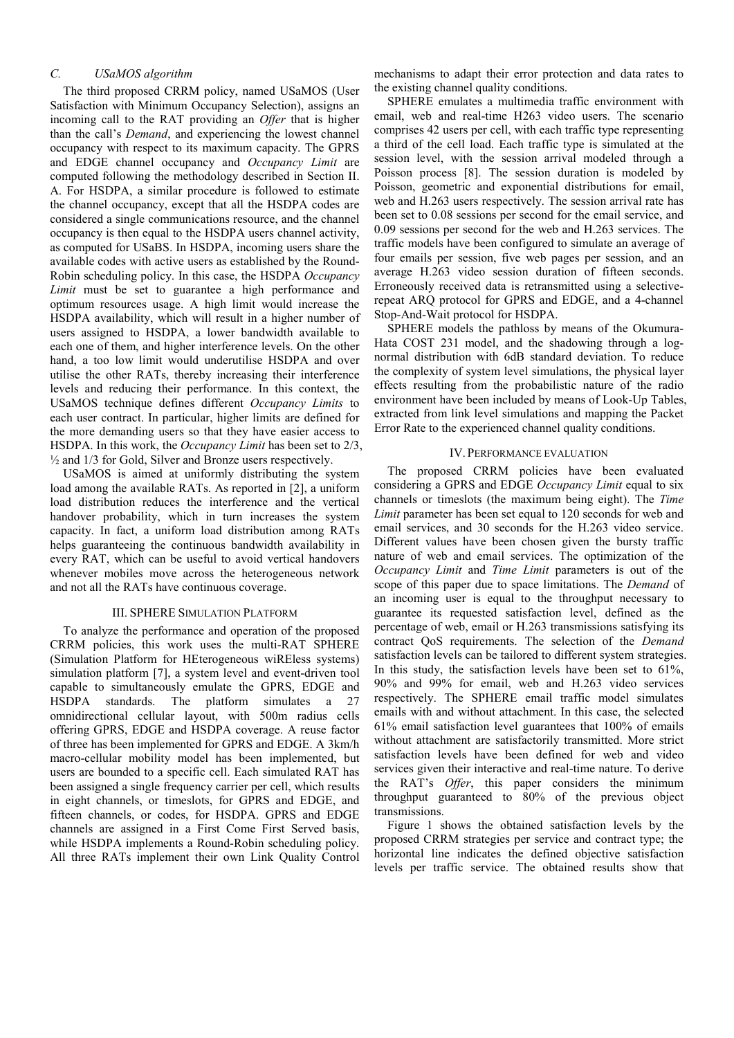### C. USaMOS algorithm

The third proposed CRRM policy, named USaMOS (User Satisfaction with Minimum Occupancy Selection), assigns an incoming call to the RAT providing an *Offer* that is higher than the call's *Demand*, and experiencing the lowest channel occupancy with respect to its maximum capacity. The GPRS and EDGE channel occupancy and *Occupancy Limit* are computed following the methodology described in Section II. A. For HSDPA, a similar procedure is followed to estimate the channel occupancy, except that all the HSDPA codes are considered a single communications resource, and the channel occupancy is then equal to the HSDPA users channel activity, as computed for USaBS. In HSDPA, incoming users share the available codes with active users as established by the Round-Robin scheduling policy. In this case, the HSDPA *Occupancy Limit* must be set to guarantee a high performance and optimum resources usage. A high limit would increase the HSDPA availability, which will result in a higher number of users assigned to HSDPA, a lower bandwidth available to each one of them, and higher interference levels. On the other hand, a too low limit would underutilise HSDPA and over utilise the other RATs, thereby increasing their interference levels and reducing their performance. In this context, the USaMOS technique defines different *Occupancy Limits* to each user contract. In particular, higher limits are defined for the more demanding users so that they have easier access to HSDPA. In this work, the *Occupancy Limit* has been set to 2/3, ½ and 1/3 for Gold, Silver and Bronze users respectively.

USaMOS is aimed at uniformly distributing the system load among the available RATs. As reported in [2], a uniform load distribution reduces the interference and the vertical handover probability, which in turn increases the system capacity. In fact, a uniform load distribution among RATs helps guaranteeing the continuous bandwidth availability in every RAT, which can be useful to avoid vertical handovers whenever mobiles move across the heterogeneous network and not all the RATs have continuous coverage.

## III. SPHERE Simulation Platform

To analyze the performance and operation of the proposed CRRM policies, this work uses the multi-RAT SPHERE (Simulation Platform for HEterogeneous wiREless systems) simulation platform [7], a system level and event-driven tool capable to simultaneously emulate the GPRS, EDGE and HSDPA standards. The platform simulates a 27 omnidirectional cellular layout, with 500m radius cells offering GPRS, EDGE and HSDPA coverage. A reuse factor of three has been implemented for GPRS and EDGE. A 3km/h macro-cellular mobility model has been implemented, but users are bounded to a specific cell. Each simulated RAT has been assigned a single frequency carrier per cell, which results in eight channels, or timeslots, for GPRS and EDGE, and fifteen channels, or codes, for HSDPA. GPRS and EDGE channels are assigned in a First Come First Served basis, while HSDPA implements a Round-Robin scheduling policy. All three RATs implement their own Link Quality Control mechanisms to adapt their error protection and data rates to the existing channel quality conditions.

SPHERE emulates a multimedia traffic environment with email, web and real-time H263 video users. The scenario comprises 42 users per cell, with each traffic type representing a third of the cell load. Each traffic type is simulated at the session level, with the session arrival modeled through a Poisson process [8]. The session duration is modeled by Poisson, geometric and exponential distributions for email, web and H.263 users respectively. The session arrival rate has been set to 0.08 sessions per second for the email service, and 0.09 sessions per second for the web and H.263 services. The traffic models have been configured to simulate an average of four emails per session, five web pages per session, and an average H.263 video session duration of fifteen seconds. Erroneously received data is retransmitted using a selective-repeat ARQ protocol for GPRS and EDGE, and a 4-channel Stop-And-Wait protocol for HSDPA.

SPHERE models the pathloss by means of the Okumura-Hata COST 231 model, and the shadowing through a log-normal distribution with 6dB standard deviation. To reduce the complexity of system level simulations, the physical layer effects resulting from the probabilistic nature of the radio environment have been included by means of Look-Up Tables, extracted from link level simulations and mapping the Packet Error Rate to the experienced channel quality conditions.

## IV. Performance Evaluation

The proposed CRRM policies have been evaluated considering a GPRS and EDGE *Occupancy Limit* equal to six channels or timeslots (the maximum being eight). The *Time Limit* parameter has been set equal to 120 seconds for web and email services, and 30 seconds for the H.263 video service. Different values have been chosen given the bursty traffic nature of web and email services. The optimization of the *Occupancy Limit* and *Time Limit* parameters is out of the scope of this paper due to space limitations. The *Demand* of an incoming user is equal to the throughput necessary to guarantee its requested satisfaction level, defined as the percentage of web, email or H.263 transmissions satisfying its contract QoS requirements. The selection of the *Demand* satisfaction levels can be tailored to different system strategies. In this study, the satisfaction levels have been set to 61%, 90% and 99% for email, web and H.263 video services respectively. The SPHERE email traffic model simulates emails with and without attachment. In this case, the selected 61% email satisfaction level guarantees that 100% of emails without attachment are satisfactorily transmitted. More strict satisfaction levels have been defined for web and video services given their interactive and real-time nature. To derive the RAT's *Offer*, this paper considers the minimum throughput guaranteed to 80% of the previous object transmissions.

Figure 1 shows the obtained satisfaction levels by the proposed CRRM strategies per service and contract type; the horizontal line indicates the defined objective satisfaction levels per traffic service. The obtained results show that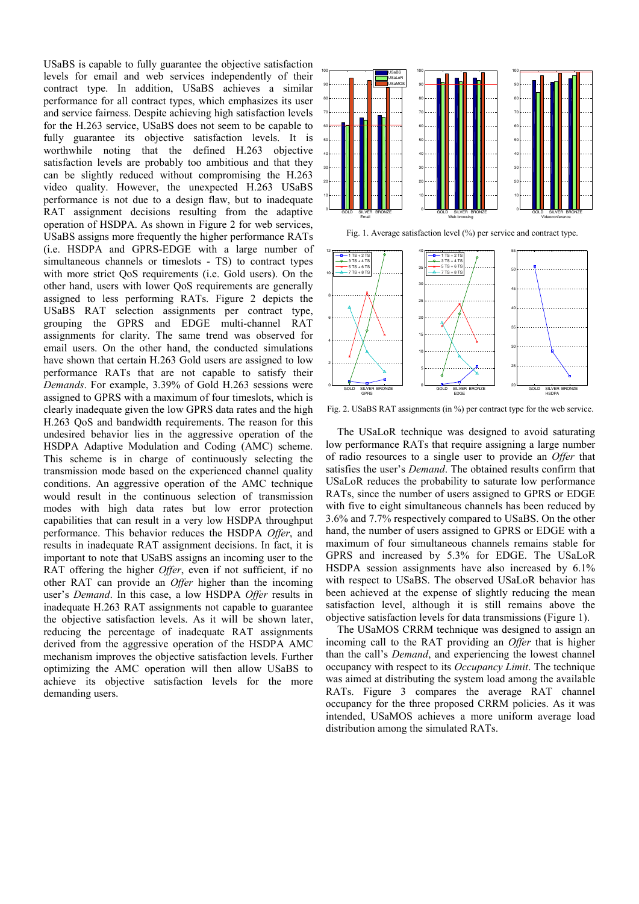USaBS is capable to fully guarantee the objective satisfaction levels for email and web services independently of their contract type. In addition, USaBS achieves a similar performance for all contract types, which emphasizes its user and service fairness. Despite achieving high satisfaction levels for the H.263 service, USaBS does not seem to be capable to fully guarantee its objective satisfaction levels. It is worthwhile noting that the defined H.263 objective satisfaction levels are probably too ambitious and that they can be slightly reduced without compromising the H.263 video quality. However, the unexpected H.263 USaBS performance is not due to a design flaw, but to inadequate RAT assignment decisions resulting from the adaptive operation of HSDPA. As shown in Figure 2 for web services, USaBS assigns more frequently the higher performance RATs (i.e. HSDPA and GPRS-EDGE with a large number of simultaneous channels or timeslots - TS) to contract types with more strict QoS requirements (i.e. Gold users). On the other hand, users with lower QoS requirements are generally assigned to less performing RATs. Figure 2 depicts the USaBS RAT selection assignments per contract type, grouping the GPRS and EDGE multi-channel RAT assignments for clarity. The same trend was observed for email users. On the other hand, the conducted simulations have shown that certain H.263 Gold users are assigned to low performance RATs that are not capable to satisfy their *Demands*. For example, 3.39% of Gold H.263 sessions were assigned to GPRS with a maximum of four timeslots, which is clearly inadequate given the low GPRS data rates and the high H.263 QoS and bandwidth requirements. The reason for this undesired behavior lies in the aggressive operation of the HSDPA Adaptive Modulation and Coding (AMC) scheme. This scheme is in charge of continuously selecting the transmission mode based on the experienced channel quality conditions. An aggressive operation of the AMC technique would result in the continuous selection of transmission modes with high data rates but low error protection capabilities that can result in a very low HSDPA throughput performance. This behavior reduces the HSDPA *Offer*, and results in inadequate RAT assignment decisions. In fact, it is important to note that USaBS assigns an incoming user to the RAT offering the higher *Offer*, even if not sufficient, if no other RAT can provide an *Offer* higher than the incoming user's *Demand*. In this case, a low HSDPA *Offer* results in inadequate H.263 RAT assignments not capable to guarantee the objective satisfaction levels. As it will be shown later, reducing the percentage of inadequate RAT assignments derived from the aggressive operation of the HSDPA AMC mechanism improves the objective satisfaction levels. Further optimizing the AMC operation will then allow USaBS to achieve its objective satisfaction levels for the more demanding users.

Fig. 1. Average satisfaction level (%) per service and contract type.

Fig. 2. USaBS RAT assignments (in %) per contract type for the web service.

The USaLoR technique was designed to avoid saturating low performance RATs that require assigning a large number of radio resources to a single user to provide an *Offer* that satisfies the user's *Demand*. The obtained results confirm that USaLoR reduces the probability to saturate low performance RATs, since the number of users assigned to GPRS or EDGE with five to eight simultaneous channels has been reduced by 3.6% and 7.7% respectively compared to USaBS. On the other hand, the number of users assigned to GPRS or EDGE with a maximum of four simultaneous channels remains stable for GPRS and increased by 5.3% for EDGE. The USaLoR HSDPA session assignments have also increased by 6.1% with respect to USaBS. The observed USaLoR behavior has been achieved at the expense of slightly reducing the mean satisfaction level, although it is still remains above the objective satisfaction levels for data transmissions (Figure 1).

The USaMOS CRRM technique was designed to assign an incoming call to the RAT providing an *Offer* that is higher than the call's *Demand*, and experiencing the lowest channel occupancy with respect to its *Occupancy Limit*. The technique was aimed at distributing the system load among the available RATs. Figure 3 compares the average RAT channel occupancy for the three proposed CRRM policies. As it was intended, USaMOS achieves a more uniform average load distribution among the simulated RATs.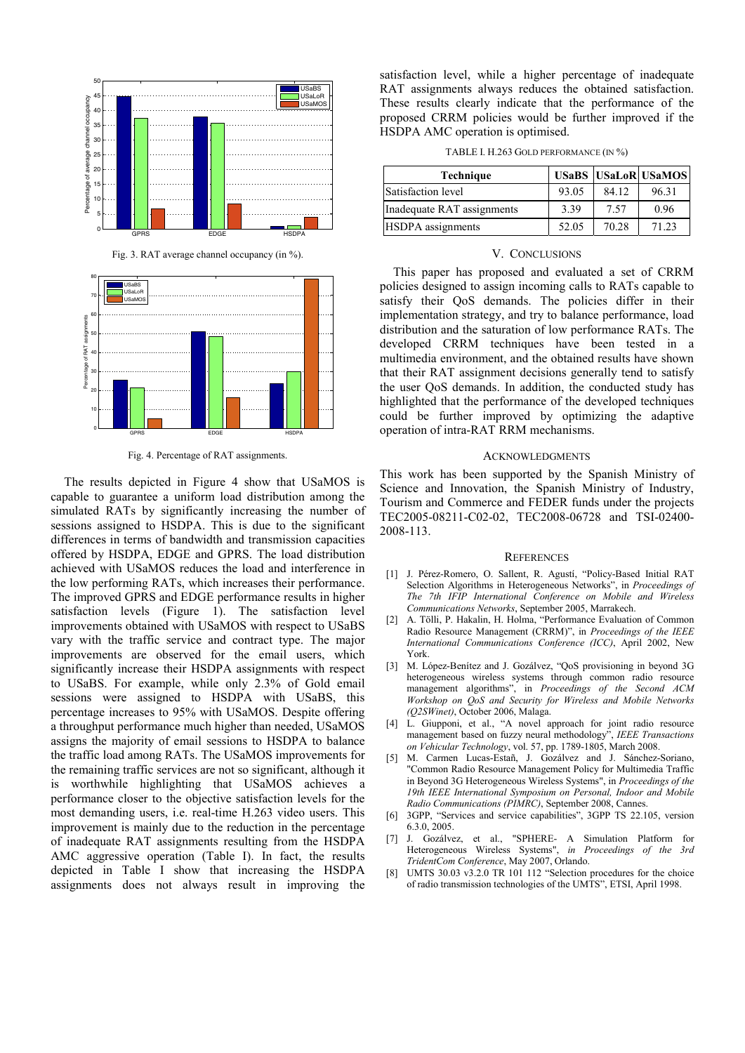50
45
40
35
30
25
20
15
10
5
0

Percentage of average channel occupancy

USaBS
USaLoR
USaMOS

GPRS
EDGE
HSDPA

Fig. 3. RAT average channel occupancy (in %).

80
70
60
50
40
30
20
10
0

Percentage of RAT assignments

USaBS
USaLoR
USaMOS

GPRS
EDGE
HSDPA

Fig. 4. Percentage of RAT assignments.

The results depicted in Figure 4 show that USaMOS is capable to guarantee a uniform load distribution among the simulated RATs by significantly increasing the number of sessions assigned to HSDPA. This is due to the significant differences in terms of bandwidth and transmission capacities offered by HSDPA, EDGE and GPRS. The load distribution achieved with USaMOS reduces the load and interference in the low performing RATs, which increases their performance. The improved GPRS and EDGE performance results in higher satisfaction levels (Figure 1). The satisfaction level improvements obtained with USaMOS with respect to USaBS vary with the traffic service and contract type. The major improvements are observed for the email users, which significantly increase their HSDPA assignments with respect to USaBS. For example, while only 2.3% of Gold email sessions were assigned to HSDPA with USaBS, this percentage increases to 95% with USaMOS. Despite offering a throughput performance much higher than needed, USaMOS assigns the majority of email sessions to HSDPA to balance the traffic load among RATs. The USaMOS improvements for the remaining traffic services are not so significant, although it is worthwhile highlighting that USaMOS achieves a performance closer to the objective satisfaction levels for the most demanding users, i.e. real-time H.263 video users. This improvement is mainly due to the reduction in the percentage of inadequate RAT assignments resulting from the HSDPA AMC aggressive operation (Table I). In fact, the results depicted in Table I show that increasing the HSDPA assignments does not always result in improving the satisfaction level, while a higher percentage of inadequate RAT assignments always reduces the obtained satisfaction. These results clearly indicate that the performance of the proposed CRRM policies would be further improved if the HSDPA AMC operation is optimised.

TABLE I. H.263 GOLD PERFORMANCE (IN %)

| Technique | USaBS | USaLoR | USaMOS |
|---|---|---|---|
| Satisfaction level | 93.05 | 84.12 | 96.31 |
| Inadequate RAT assignments | 3.39 | 7.57 | 0.96 |
| HSDPA assignments | 52.05 | 70.28 | 71.23 |

## V. CONCLUSIONS

This paper has proposed and evaluated a set of CRRM policies designed to assign incoming calls to RATs capable to satisfy their QoS demands. The policies differ in their implementation strategy, and try to balance performance, load distribution and the saturation of low performance RATs. The developed CRRM techniques have been tested in a multimedia environment, and the obtained results have shown that their RAT assignment decisions generally tend to satisfy the user QoS demands. In addition, the conducted study has highlighted that the performance of the developed techniques could be further improved by optimizing the adaptive operation of intra-RAT RRM mechanisms.

## ACKNOWLEDGMENTS

This work has been supported by the Spanish Ministry of Science and Innovation, the Spanish Ministry of Industry, Tourism and Commerce and FEDER funds under the projects TEC2005-08211-C02-02, TEC2008-06728 and TSI-02400-2008-113.

## REFERENCES

[1] J. Pérez-Romero, O. Sallent, R. Agustí, "Policy-Based Initial RAT Selection Algorithms in Heterogeneous Networks", in *Proceedings of The 7th IFIP International Conference on Mobile and Wireless Communications Networks*, September 2005, Marrakech.

[2] A. Tölli, P. Hakalin, H. Holma, "Performance Evaluation of Common Radio Resource Management (CRRM)", in *Proceedings of the IEEE International Communications Conference (ICC)*, April 2002, New York.

[3] M. López-Benítez and J. Gozálvez, "QoS provisioning in beyond 3G heterogeneous wireless systems through common radio resource management algorithms", in *Proceedings of the Second ACM Workshop on QoS and Security for Wireless and Mobile Networks (Q2SWinet)*, October 2006, Malaga.

[4] L. Giupponi, et al., "A novel approach for joint radio resource management based on fuzzy neural methodology", *IEEE Transactions on Vehicular Technology*, vol. 57, pp. 1789-1805, March 2008.

[5] M. Carmen Lucas-Estañ, J. Gozálvez and J. Sánchez-Soriano, "Common Radio Resource Management Policy for Multimedia Traffic in Beyond 3G Heterogeneous Wireless Systems", in *Proceedings of the 19th IEEE International Symposium on Personal, Indoor and Mobile Radio Communications (PIMRC)*, September 2008, Cannes.

[6] 3GPP, "Services and service capabilities", 3GPP TS 22.105, version 6.3.0, 2005.

[7] J. Gozálvez, et al., "SPHERE- A Simulation Platform for Heterogeneous Wireless Systems", *in Proceedings of the 3rd TridentCom Conference*, May 2007, Orlando.

[8] UMTS 30.03 v3.2.0 TR 101 112 "Selection procedures for the choice of radio transmission technologies of the UMTS", ETSI, April 1998.